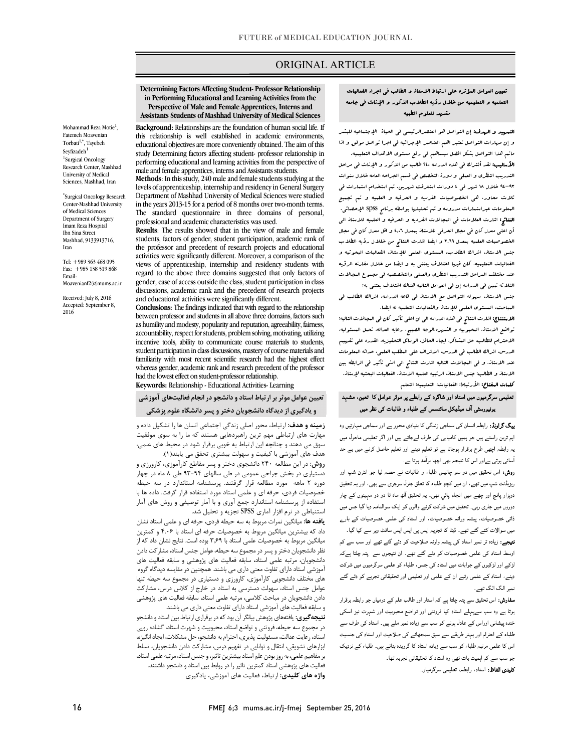ORIGINAL ARTICLE

# Determining Factors Affecting Student- Professor Relationship in Performing Educational and Learning Activities from the Perspective of Male and Female Apprentices, Interns and Assistants Students of Mashhad University of Medical Sciences

Mohammad Reza Motie[1], Fatemeh Moavenian Torbati[1,*], Tayebeh Seyfizadeh[1]

[1]Surgical Oncology Research Center, Mashhad University of Medical Sciences, Mashhad, Iran

[*]Surgical Oncology Research Center-Mashhad University of Medical Sciences Department of Surgery Imam Reza Hospital Ibn Sina Street Mashhad, 9133913716, Iran

Tel: +989 363 468 095
Fax: +985 138 519 868
Email: Moavenianf2@mums.ac.ir

Received: July 8, 2016
Accepted: September 8, 2016

**Background:** Relationships are the foundation of human social life. If this relationship is well established in academic environments, educational objectives are more conveniently obtained. The aim of this study Determining factors affecting student- professor relationship in performing educational and learning activities from the perspective of male and female apprentices, interns and Assistants students.

**Methods**: In this study, 240 male and female students studying at the levels of apprenticeship, internship and residency in General Surgery Department of Mashhad University of Medical Sciences were studied in the years 2013-15 for a period of 8 months over two-month terms. The standard questionnaire in three domains of personal, professional and academic characteristics was used.

**Results**: The results showed that in the view of male and female students, factors of gender, student participation, academic rank of the professor and precedent of research projects and educational activities were significantly different. Moreover, a comparison of the views of apprenticeship, internship and residency students with regard to the above three domains suggested that only factors of gender, ease of access outside the class, student participation in class discussions, academic rank and the precedent of research projects and educational activities were significantly different.

**Conclusions:** The findings indicated that with regard to the relationship between professor and students in all above three domains, factors such as humility and modesty, popularity and reputation, agreeability, fairness, accountability, respect for students, problem solving, motivating, utilizing incentive tools, ability to communicate course materials to students, student participation in class discussions, mastery of course materials and familiarity with most recent scientific research had the highest effect whereas gender, academic rank and research precedent of the professor had the lowest effect on student-professor relationship.

**Keywords:** Relationship - Educational Activities- Learning

## تعيين العوامل المؤثره علي ارتباط الاستاذ و الطالب في اجراء الفعاليات التعليميه و التعلميه من خلال رؤيه الطلاب الذكور و الإناث في جامعه مشهد للعلوم الطبيه

**التمهيد و الهدف:** إن التواصل هو العنصر الرئيسي في الحياة الإجتماعيه للبشر و إن مهارات التواصل تعتبر اهم العناصر الإجرائيه في اجرا تواصل موفق و اذا ماتم هذا التواصل بشكل افضل سيساهم في رفع مستوى الاهداف التعليميه.

**الأساليب:** لقد أشترك في هذه الدراسه ٢٤٠ طالب من الذكور و الإناث في مراحل التدريب النظرى و العملي و دورة التخصص في قسم الجراحه العامه خلال سنوات ٩٣-٩٤ خلال ١٨ شهر في ٤ دورات استغرقت شهرين. تم استخدام استمارات في ثلاث محاور، هي الخصوصيات الفرديه و الحرفيه و العلميه و تم تجميع المعلومات عبراستمارات مدروسه و تم تحليلها بواسطه برنامج spss الإحصائي.

**النتائج:** اشارت العلامات في المجالات الفرديه و الحرفيه و العلميه للاستاذ الي أن اعلي معدل كان في مجال الحرفي للاستاذ بمعدل ٤،٠٦ و اقل معدل كان في مجال الخصوصيات العلميه بمعدل ٣،٦٩ و ايضا اشارت النتائج من خلال رؤيه الطلاب جنس الاستاذ، اشتراك الطلاب، المستوى العلمي للاستاذ، الفعاليات البحوثيه و الفعاليات التعليميه، كان فيها اختلاف يعتني به و ايضا من خلال مقارنه الرؤيه عند مختلف المراحل التدريب النظري والعملي والتخصصيه في مجموع المجالات الثلاثه تبين في الدراسه إن في العوامل التاليه هناك اختلاف يعتني به؛ جنس الاستاذ، سهوله التواصل مع الاستاذ في قاعه الدراسه، اشتراك الطالب في المباحث، المستوى العلمي للاستاذ والفعاليات التعليميه له ايضا.

**الاستنتاج:** اشارت النتائج في هذه الدراسه الي ان اعلي تأثير كان في المجالات التاليه: تواضع الاستاذ، المحبوبيه و الشهره،الوجه الصبيح، رعايه العداله، تحمل المسئوليه، الاحترام للطالب، حل المشاكل، ايجاد الحافز، الوسائل التحفيزيه، القدره علي تفهيم الدرس، اشتراك الطالب في الدرس، الاشراف علي المطلب العلمي، حداثه المعلومات عند الاستاذ. و في المجالات التاليه اشارت النتائج الي ادني تأثير في الرابطه بين الاستاذ و الطالب: جنس الاستاذ، الرتبه العلميه الاستاذ، الفعاليات البحثيه لإستاذ.

**كلمات المفتاح:** الأرتباط؛ الفعاليات؛ التعليميه؛ التعلم

## تعليمی سرگرمیوں میں استاد اور شاگرد کے رابطے پر موثر عوامل کا تعین، مشہد یونیورسٹی آف میڈیکل سائنسس کے طلباء و طالبات کی نظر میں

**بیک گراونڈ:** رابطہ انسان کی سماجی زندگي کا بنیادی محور ہے اور سماجی مہارتیں وہ اہم ترین راستے ہیں جو ہمیں کامیابی کی طرف لےجاتے ہیں اور اگر تعلیمی ماحول میں یہ رابطہ اچھی طرح برقرار ہوجاتا ہے تو تعلیم دینے اور تعلیم حاصل کرنے میں بے حد آسانی ہوتی ہےاور اس کا نتیجہ بھی اچھا برآمد ہوتا ہے۔

**روش:** اس تحقیق میں دو سو چالیس طلباء و طالبات نے حصہ لیا جو انٹرن شپ اور ریزیڈنٹ شپ میں تھے، ان میں کچھ طلباء کا تعلق جنرل سرجری سے بھی، اور یہ تحقیق دوہزار پانچ اور چھے میں انجام پائي تھی۔ یہ تحقیق آٹھ ماہ تا دو مہینوں کے چار دوروں میں جاری رہی۔ تحقیق میں شرکت کرنے والوں کو ایک سوالنامہ دیا گيا جس میں ذاتی خصوصیات، پیشہ ورانہ خصوصیات، اور استاد کی علمی خصوصیات کے بارے میں سوالات کئے گئے تھے۔ ڈیٹا کا تجزیہ ایس پی ایس ایس سافٹ ویر سے کیا گيا۔

**نتیجے:** زیادہ تر نمبر استاد کی پیشہ وارنہ صلاحیت کو دئے گئے تھے اور سب سے کم اوسط استاد کی علمی خصوصیات کو دئے گئے تھے۔ ان نتیجوں سے پتہ چلتا ہےکہ لڑکے اور لڑکیوں کے جوابات میں استاد کی جنس، طلباء کو علمی سرگرمیوں میں شرکت دینے، استاد کے علمی رتبے ان کے علمی اور تحقیقاتی تجربے کو دئے گئے نمبر الگ الگ تھے۔

**سفارش:** اس تحقیق سے پتہ چلتا ہے کہ استار اور طالب علم کے درمیاں جو رابطہ برقرار ہوتا ہے وہ سب سےپہلے استاد کیا فروتنی اور تواضع محبوبیت اور شہرت نیز اسکی خندہ پیشانی اوراس کے عادل ہونے کو سب سے زیادہ نمبر ملے ہیں۔ استاد کی طرف سے طلباء کے احترام اور بہتر طریقے سے سبق سمجھانے کی صلاحیت اور استاد کی جنسیت اس کا علمی مرتبہ طلباء کو سب سے زیادہ استاد کا گرویدہ بناتے ہیں۔ طلباء کے نزدیک جو سب سے کم اہمیت بات تھی وہ استاد کا تحقیقاتی تجربہ تھا۔

**کلیدی الفاظ:** استاد، رابطہ، تعلیمی سرگرمیاں۔

## تعیین عوامل موثر بر ارتباط استاد و دانشجو در انجام فعالیت‌های آموزشی و یادگیری از دیدگاه دانشجویان دختر و پسر دانشگاه علوم پزشکی

**زمینه و هدف:** ارتباط، محور اصلی زندگی اجتماعی انسان ها را تشکیل داده و مهارت های ارتباطی مهم ترین راهبردهایی هستند که ما را به سوی موفقیت سوق می دهند و چنانچه این ارتباط به خوبی برقرار شود در محیط های علمی، هدف های آموزشی با کیفیت و سهولت بیشتری تحقق می یابند(۱).

**روش:** در این مطالعه ۲۴۰ دانشجوی دختر و پسر مقاطع کارآموزی، کارورزی و دستیاری در بخش جراحی عمومی در طی سالهای ۹۴-۹۳ طی ۸ ماه در چهار دوره ۲ ماهه مورد مطالعه قرار گرفتند. پرسشنامه استاندارد در سه حیطه خصوصیات فردی، حرفه ای و علمی استاد مورد استفاده قرار گرفت. داده ها با استفاده از پرسشنامه استاندارد جمع آوری و با آمار توصیفی و روش های آمار استنباطی در نرم افزار آماری SPSS تجزیه و تحلیل شد.

**یافته ها:** میانگین نمرات مربوط به سه حیطه فردی، حرفه ای و علمی استاد نشان داد که بیشترین میانگین مربوط به خصوصیات حرفه ای استاد با ۴.۰۶ و کمترین میانگین مربوط به خصوصیات علمی استاد با ۳.۶۹ بوده است. نتایج نشان داد که از نظر دانشجویان دختر و پسر در مجموع سه حیطه، عوامل جنس استاد، مشارکت دادن دانشجویان، مرتبه علمی استاد، سابقه فعالیت های پژوهشی و سابقه فعالیت های آموزشی استاد دارای تفاوت معنی داری می باشند. همچنین در مقایسه دیدگاه گروه های مختلف دانشجویی کارآموزی، کارورزی و دستیاری در مجموع سه حیطه تنها عوامل جنس استاد، سهولت دسترسی به استاد در خارج از کلاس درس، مشارکت دادن دانشجویان در مباحث کلاسی، مرتبه علمی استاد، سابقه فعالیت های پژوهشی و سابقه فعالیت های آموزشی استاد دارای تفاوت معنی داری می باشند.

**نتیجه‌گیری:** یافته‌های پژوهش بیانگر آن بود که در برقراری ارتباط بین استاد و دانشجو در مجموع سه حیطه، فروتنی و تواضع استاد، محبوبیت و شهرت استاد، گشاده رویی استاد، رعایت عدالت، مسئولیت پذیری، احترام به دانشجو، حل مشکلات، ایجاد انگیزه، ابزارهای تشویقی، انتقال و توانایی در تفهیم درس، مشارکت دادن دانشجویان، تسلط بر مفاهیم علمی، به روز بودن علم استاد بیشترین تاثیر و جنس استاد، مرتبه علمی استاد، فعالیت های پژوهشی استاد کمترین تاثیر را در روابط بین استاد و دانشجو داشتند.

**واژه های کلیدی:** ارتباط، فعالیت های آموزشی، یادگیری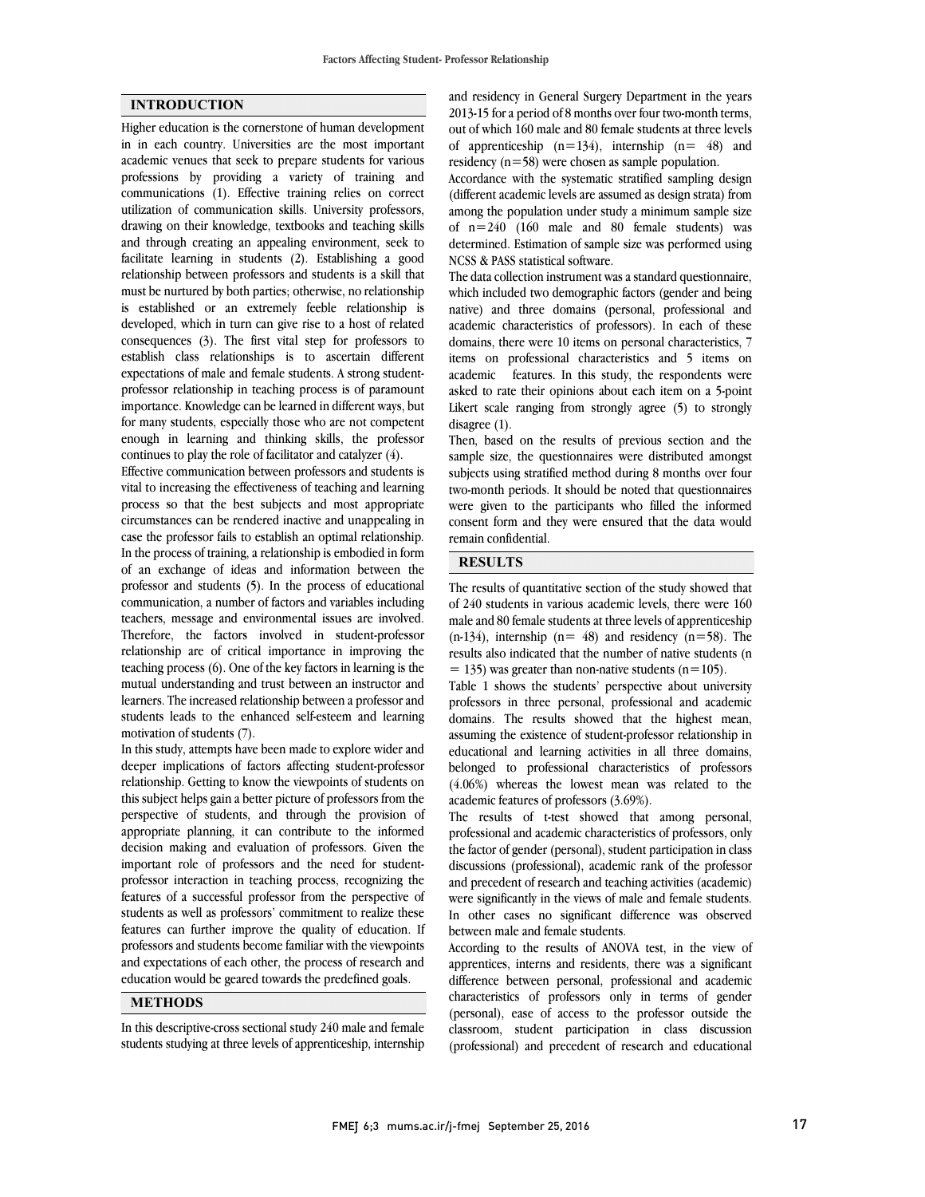## INTRODUCTION

Higher education is the cornerstone of human development in in each country. Universities are the most important academic venues that seek to prepare students for various professions by providing a variety of training and communications (1). Effective training relies on correct utilization of communication skills. University professors, drawing on their knowledge, textbooks and teaching skills and through creating an appealing environment, seek to facilitate learning in students (2). Establishing a good relationship between professors and students is a skill that must be nurtured by both parties; otherwise, no relationship is established or an extremely feeble relationship is developed, which in turn can give rise to a host of related consequences (3). The first vital step for professors to establish class relationships is to ascertain different expectations of male and female students. A strong student-professor relationship in teaching process is of paramount importance. Knowledge can be learned in different ways, but for many students, especially those who are not competent enough in learning and thinking skills, the professor continues to play the role of facilitator and catalyzer (4).

Effective communication between professors and students is vital to increasing the effectiveness of teaching and learning process so that the best subjects and most appropriate circumstances can be rendered inactive and unappealing in case the professor fails to establish an optimal relationship. In the process of training, a relationship is embodied in form of an exchange of ideas and information between the professor and students (5). In the process of educational communication, a number of factors and variables including teachers, message and environmental issues are involved. Therefore, the factors involved in student-professor relationship are of critical importance in improving the teaching process (6). One of the key factors in learning is the mutual understanding and trust between an instructor and learners. The increased relationship between a professor and students leads to the enhanced self-esteem and learning motivation of students (7).

In this study, attempts have been made to explore wider and deeper implications of factors affecting student-professor relationship. Getting to know the viewpoints of students on this subject helps gain a better picture of professors from the perspective of students, and through the provision of appropriate planning, it can contribute to the informed decision making and evaluation of professors. Given the important role of professors and the need for student-professor interaction in teaching process, recognizing the features of a successful professor from the perspective of students as well as professors' commitment to realize these features can further improve the quality of education. If professors and students become familiar with the viewpoints and expectations of each other, the process of research and education would be geared towards the predefined goals.

## METHODS

In this descriptive-cross sectional study 240 male and female students studying at three levels of apprenticeship, internship and residency in General Surgery Department in the years 2013-15 for a period of 8 months over four two-month terms, out of which 160 male and 80 female students at three levels of apprenticeship (n=134), internship (n= 48) and residency (n=58) were chosen as sample population.

Accordance with the systematic stratified sampling design (different academic levels are assumed as design strata) from among the population under study a minimum sample size of n=240 (160 male and 80 female students) was determined. Estimation of sample size was performed using NCSS & PASS statistical software.

The data collection instrument was a standard questionnaire, which included two demographic factors (gender and being native) and three domains (personal, professional and academic characteristics of professors). In each of these domains, there were 10 items on personal characteristics, 7 items on professional characteristics and 5 items on academic features. In this study, the respondents were asked to rate their opinions about each item on a 5-point Likert scale ranging from strongly agree (5) to strongly disagree (1).

Then, based on the results of previous section and the sample size, the questionnaires were distributed amongst subjects using stratified method during 8 months over four two-month periods. It should be noted that questionnaires were given to the participants who filled the informed consent form and they were ensured that the data would remain confidential.

## RESULTS

The results of quantitative section of the study showed that of 240 students in various academic levels, there were 160 male and 80 female students at three levels of apprenticeship (n-134), internship (n= 48) and residency (n=58). The results also indicated that the number of native students (n = 135) was greater than non-native students (n=105).

Table 1 shows the students' perspective about university professors in three personal, professional and academic domains. The results showed that the highest mean, assuming the existence of student-professor relationship in educational and learning activities in all three domains, belonged to professional characteristics of professors (4.06%) whereas the lowest mean was related to the academic features of professors (3.69%).

The results of t-test showed that among personal, professional and academic characteristics of professors, only the factor of gender (personal), student participation in class discussions (professional), academic rank of the professor and precedent of research and teaching activities (academic) were significantly in the views of male and female students. In other cases no significant difference was observed between male and female students.

According to the results of ANOVA test, in the view of apprentices, interns and residents, there was a significant difference between personal, professional and academic characteristics of professors only in terms of gender (personal), ease of access to the professor outside the classroom, student participation in class discussion (professional) and precedent of research and educational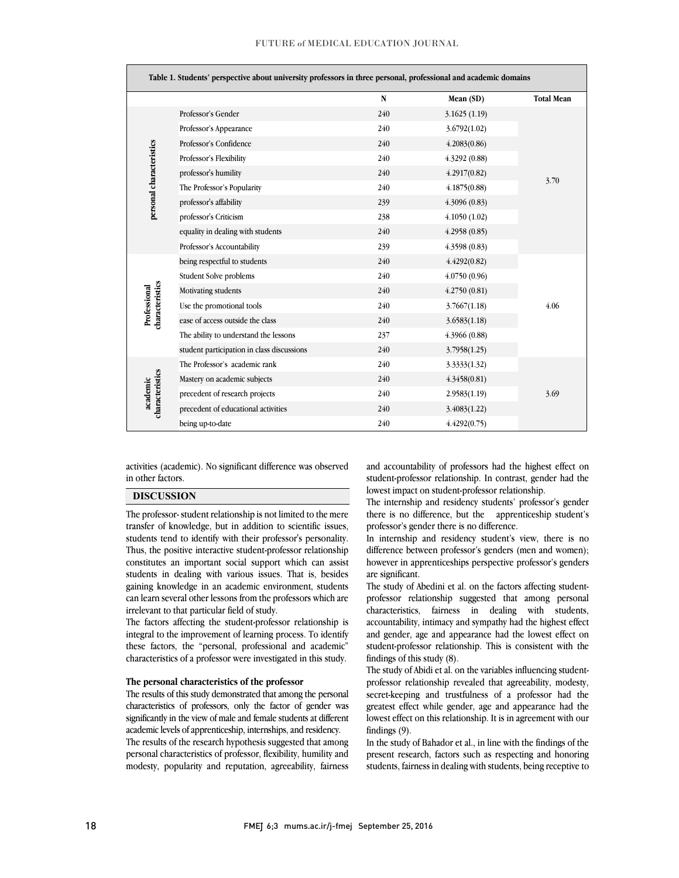**Table 1. Students' perspective about university professors in three personal, professional and academic domains**

| | | N | Mean (SD) | Total Mean |
|---|---|---|---|---|
| personal characteristics | Professor's Gender | 240 | 3.1625 (1.19) | 3.70 |
| | Professor's Appearance | 240 | 3.6792(1.02) | |
| | Professor's Confidence | 240 | 4.2083(0.86) | |
| | Professor's Flexibility | 240 | 4.3292 (0.88) | |
| | professor's humility | 240 | 4.2917(0.82) | |
| | The Professor's Popularity | 240 | 4.1875(0.88) | |
| | professor's affability | 239 | 4.3096 (0.83) | |
| | professor's Criticism | 238 | 4.1050 (1.02) | |
| | equality in dealing with students | 240 | 4.2958 (0.85) | |
| | Professor's Accountability | 239 | 4.3598 (0.83) | |
| Professional characteristics | being respectful to students | 240 | 4.4292(0.82) | 4.06 |
| | Student Solve problems | 240 | 4.0750 (0.96) | |
| | Motivating students | 240 | 4.2750 (0.81) | |
| | Use the promotional tools | 240 | 3.7667(1.18) | |
| | ease of access outside the class | 240 | 3.6583(1.18) | |
| | The ability to understand the lessons | 237 | 4.3966 (0.88) | |
| | student participation in class discussions | 240 | 3.7958(1.25) | |
| academic characteristics | The Professor's academic rank | 240 | 3.3333(1.32) | 3.69 |
| | Mastery on academic subjects | 240 | 4.3458(0.81) | |
| | precedent of research projects | 240 | 2.9583(1.19) | |
| | precedent of educational activities | 240 | 3.4083(1.22) | |
| | being up-to-date | 240 | 4.4292(0.75) | |

activities (academic). No significant difference was observed in other factors.

## DISCUSSION

The professor- student relationship is not limited to the mere transfer of knowledge, but in addition to scientific issues, students tend to identify with their professor's personality. Thus, the positive interactive student-professor relationship constitutes an important social support which can assist students in dealing with various issues. That is, besides gaining knowledge in an academic environment, students can learn several other lessons from the professors which are irrelevant to that particular field of study.

The factors affecting the student-professor relationship is integral to the improvement of learning process. To identify these factors, the "personal, professional and academic" characteristics of a professor were investigated in this study.

### The personal characteristics of the professor

The results of this study demonstrated that among the personal characteristics of professors, only the factor of gender was significantly in the view of male and female students at different academic levels of apprenticeship, internships, and residency.

The results of the research hypothesis suggested that among personal characteristics of professor, flexibility, humility and modesty, popularity and reputation, agreeability, fairness and accountability of professors had the highest effect on student-professor relationship. In contrast, gender had the lowest impact on student-professor relationship.

The internship and residency students' professor's gender there is no difference, but the apprenticeship student's professor's gender there is no difference.

In internship and residency student's view, there is no difference between professor's genders (men and women); however in apprenticeships perspective professor's genders are significant.

The study of Abedini et al. on the factors affecting student-professor relationship suggested that among personal characteristics, fairness in dealing with students, accountability, intimacy and sympathy had the highest effect and gender, age and appearance had the lowest effect on student-professor relationship. This is consistent with the findings of this study (8).

The study of Abidi et al. on the variables influencing student-professor relationship revealed that agreeability, modesty, secret-keeping and trustfulness of a professor had the greatest effect while gender, age and appearance had the lowest effect on this relationship. It is in agreement with our findings (9).

In the study of Bahador et al., in line with the findings of the present research, factors such as respecting and honoring students, fairness in dealing with students, being receptive to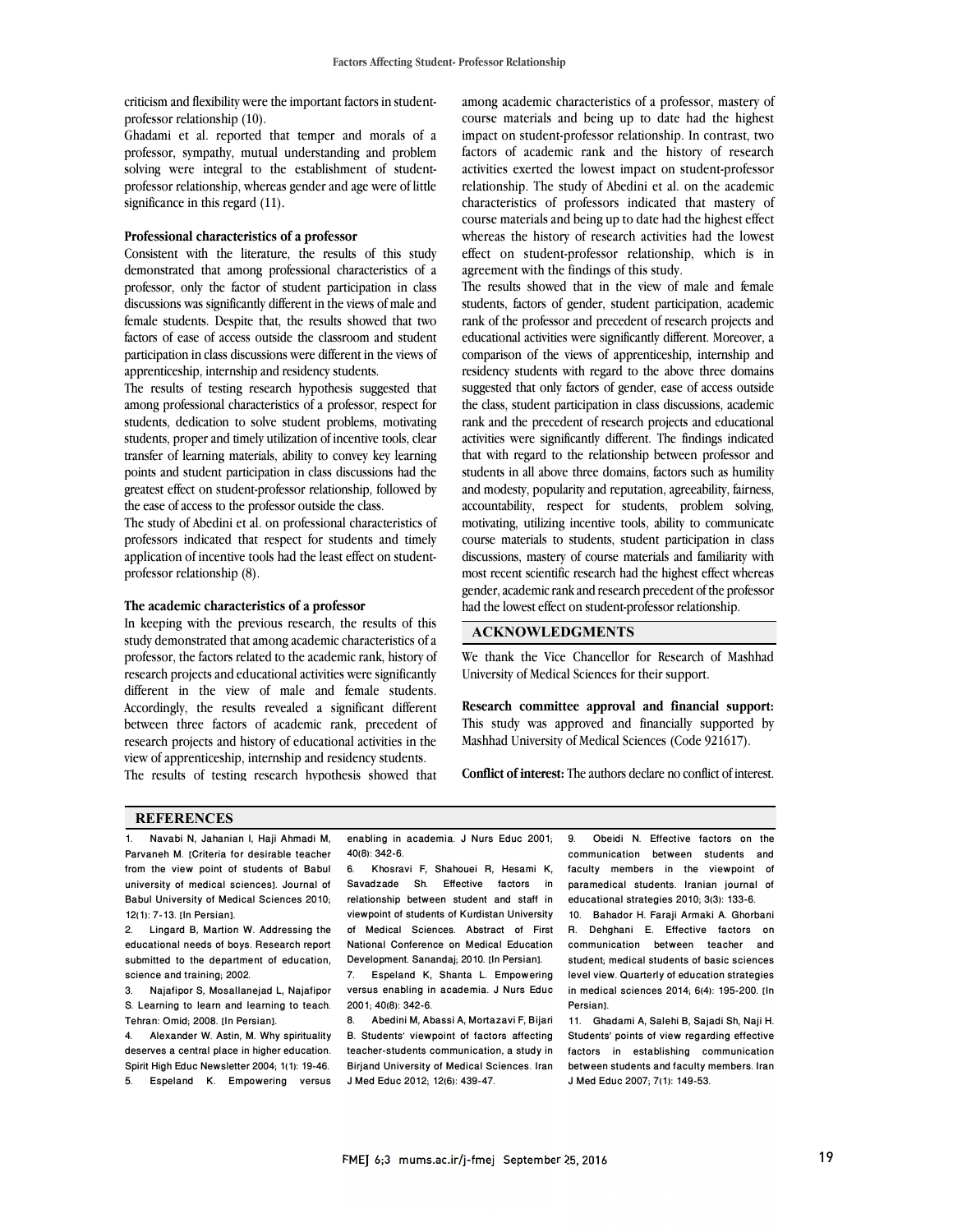criticism and flexibility were the important factors in student-professor relationship (10).

Ghadami et al. reported that temper and morals of a professor, sympathy, mutual understanding and problem solving were integral to the establishment of student-professor relationship, whereas gender and age were of little significance in this regard (11).

**Professional characteristics of a professor**

Consistent with the literature, the results of this study demonstrated that among professional characteristics of a professor, only the factor of student participation in class discussions was significantly different in the views of male and female students. Despite that, the results showed that two factors of ease of access outside the classroom and student participation in class discussions were different in the views of apprenticeship, internship and residency students.

The results of testing research hypothesis suggested that among professional characteristics of a professor, respect for students, dedication to solve student problems, motivating students, proper and timely utilization of incentive tools, clear transfer of learning materials, ability to convey key learning points and student participation in class discussions had the greatest effect on student-professor relationship, followed by the ease of access to the professor outside the class.

The study of Abedini et al. on professional characteristics of professors indicated that respect for students and timely application of incentive tools had the least effect on student-professor relationship (8).

**The academic characteristics of a professor**

In keeping with the previous research, the results of this study demonstrated that among academic characteristics of a professor, the factors related to the academic rank, history of research projects and educational activities were significantly different in the view of male and female students. Accordingly, the results revealed a significant different between three factors of academic rank, precedent of research projects and history of educational activities in the view of apprenticeship, internship and residency students.

The results of testing research hypothesis showed that among academic characteristics of a professor, mastery of course materials and being up to date had the highest impact on student-professor relationship. In contrast, two factors of academic rank and the history of research activities exerted the lowest impact on student-professor relationship. The study of Abedini et al. on the academic characteristics of professors indicated that mastery of course materials and being up to date had the highest effect whereas the history of research activities had the lowest effect on student-professor relationship, which is in agreement with the findings of this study.

The results showed that in the view of male and female students, factors of gender, student participation, academic rank of the professor and precedent of research projects and educational activities were significantly different. Moreover, a comparison of the views of apprenticeship, internship and residency students with regard to the above three domains suggested that only factors of gender, ease of access outside the class, student participation in class discussions, academic rank and the precedent of research projects and educational activities were significantly different. The findings indicated that with regard to the relationship between professor and students in all above three domains, factors such as humility and modesty, popularity and reputation, agreeability, fairness, accountability, respect for students, problem solving, motivating, utilizing incentive tools, ability to communicate course materials to students, student participation in class discussions, mastery of course materials and familiarity with most recent scientific research had the highest effect whereas gender, academic rank and research precedent of the professor had the lowest effect on student-professor relationship.

## ACKNOWLEDGMENTS

We thank the Vice Chancellor for Research of Mashhad University of Medical Sciences for their support.

**Research committee approval and financial support:** This study was approved and financially supported by Mashhad University of Medical Sciences (Code 921617).

**Conflict of interest:** The authors declare no conflict of interest.

## REFERENCES

1. Navabi N, Jahanian I, Haji Ahmadi M, Parvaneh M. [Criteria for desirable teacher from the view point of students of Babul university of medical sciences]. Journal of Babul University of Medical Sciences 2010; 12(1): 7-13. [In Persian].
2. Lingard B, Martion W. Addressing the educational needs of boys. Research report submitted to the department of education, science and training; 2002.
3. Najafipor S, Mosallanejad L, Najafipor S. Learning to learn and learning to teach. Tehran: Omid; 2008. [In Persian].
4. Alexander W. Astin, M. Why spirituality deserves a central place in higher education. Spirit High Educ Newsletter 2004; 1(1): 19-46.
5. Espeland K. Empowering versus enabling in academia. J Nurs Educ 2001; 40(8): 342-6.
6. Khosravi F, Shahouei R, Hesami K, Savadzade Sh. Effective factors in relationship between student and staff in viewpoint of students of Kurdistan University of Medical Sciences. Abstract of First National Conference on Medical Education Development. Sanandaj; 2010. [In Persian].
7. Espeland K, Shanta L. Empowering versus enabling in academia. J Nurs Educ 2001; 40(8): 342-6.
8. Abedini M, Abassi A, Mortazavi F, Bijari B. Students' viewpoint of factors affecting teacher-students communication, a study in Birjand University of Medical Sciences. Iran J Med Educ 2012; 12(6): 439-47.
9. Obeidi N. Effective factors on the communication between students and faculty members in the viewpoint of paramedical students. Iranian journal of educational strategies 2010; 3(3): 133-6.
10. Bahador H. Faraji Armaki A. Ghorbani R. Dehghani E. Effective factors on communication between teacher and student; medical students of basic sciences level view. Quarterly of education strategies in medical sciences 2014; 6(4): 195-200. [In Persian].
11. Ghadami A, Salehi B, Sajadi Sh, Naji H. Students' points of view regarding effective factors in establishing communication between students and faculty members. Iran J Med Educ 2007; 7(1): 149-53.